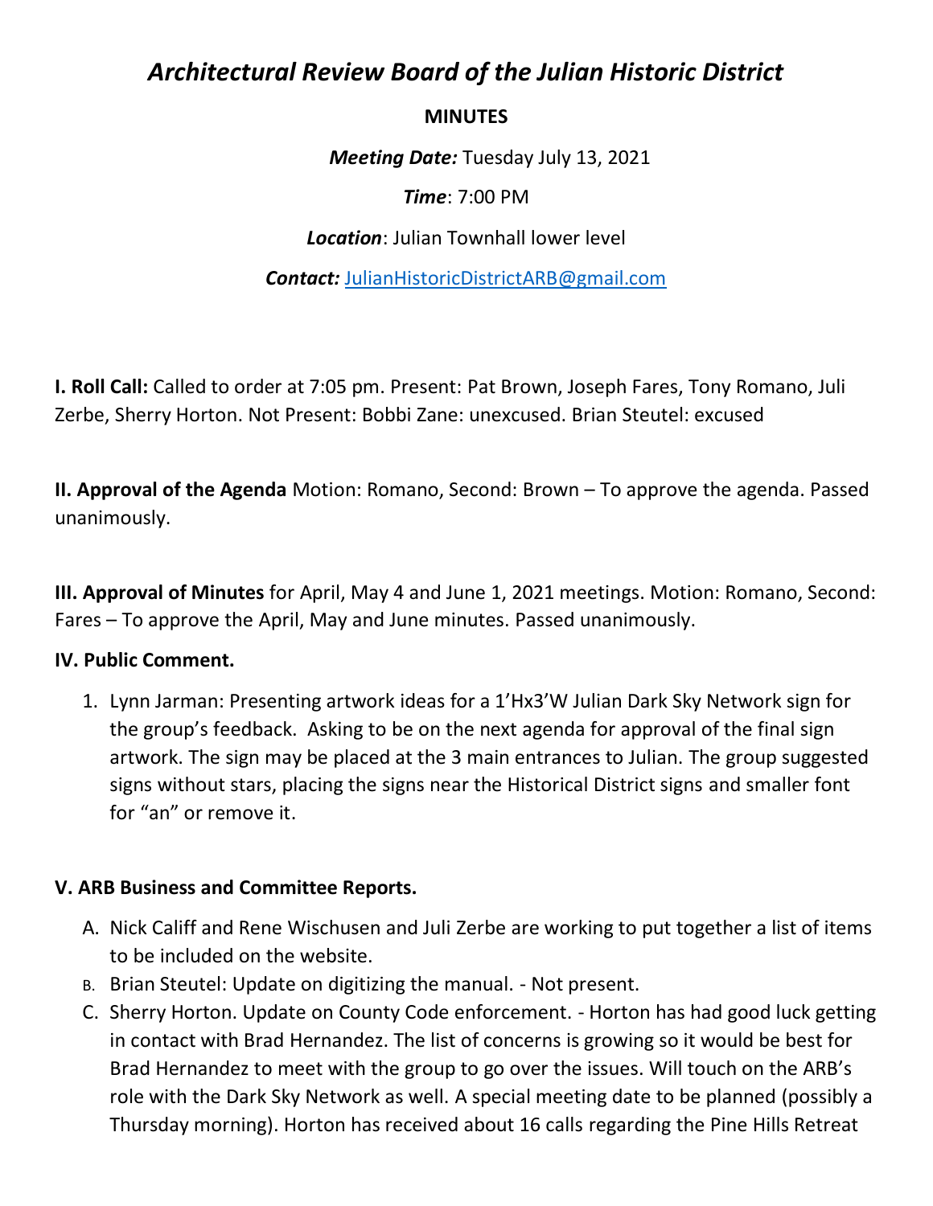# *Architectural Review Board of the Julian Historic District*

**MINUTES**

***Meeting Date:*** Tuesday July 13, 2021

***Time***: 7:00 PM

***Location***: Julian Townhall lower level

***Contact:*** JulianHistoricDistrictARB@gmail.com

**I. Roll Call:** Called to order at 7:05 pm. Present: Pat Brown, Joseph Fares, Tony Romano, Juli Zerbe, Sherry Horton. Not Present: Bobbi Zane: unexcused. Brian Steutel: excused

**II. Approval of the Agenda** Motion: Romano, Second: Brown – To approve the agenda. Passed unanimously.

**III. Approval of Minutes** for April, May 4 and June 1, 2021 meetings. Motion: Romano, Second: Fares – To approve the April, May and June minutes. Passed unanimously.

**IV. Public Comment.**

1. Lynn Jarman: Presenting artwork ideas for a 1'Hx3'W Julian Dark Sky Network sign for the group's feedback. Asking to be on the next agenda for approval of the final sign artwork. The sign may be placed at the 3 main entrances to Julian. The group suggested signs without stars, placing the signs near the Historical District signs and smaller font for "an" or remove it.

**V. ARB Business and Committee Reports.**

A. Nick Califf and Rene Wischusen and Juli Zerbe are working to put together a list of items to be included on the website.

B. Brian Steutel: Update on digitizing the manual. - Not present.

C. Sherry Horton. Update on County Code enforcement. - Horton has had good luck getting in contact with Brad Hernandez. The list of concerns is growing so it would be best for Brad Hernandez to meet with the group to go over the issues. Will touch on the ARB's role with the Dark Sky Network as well. A special meeting date to be planned (possibly a Thursday morning). Horton has received about 16 calls regarding the Pine Hills Retreat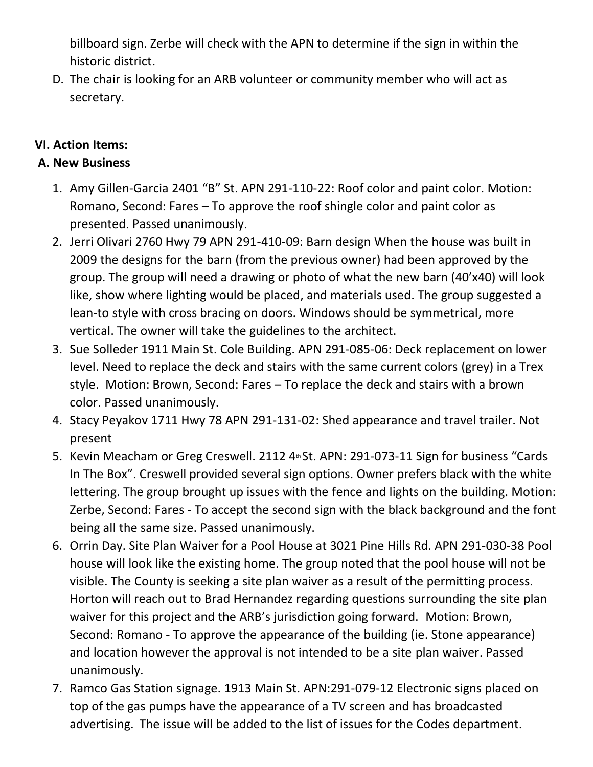billboard sign. Zerbe will check with the APN to determine if the sign in within the historic district.

D. The chair is looking for an ARB volunteer or community member who will act as secretary.

**VI. Action Items:**

**A. New Business**

1. Amy Gillen-Garcia 2401 "B" St. APN 291-110-22: Roof color and paint color. Motion: Romano, Second: Fares – To approve the roof shingle color and paint color as presented. Passed unanimously.
2. Jerri Olivari 2760 Hwy 79 APN 291-410-09: Barn design When the house was built in 2009 the designs for the barn (from the previous owner) had been approved by the group. The group will need a drawing or photo of what the new barn (40'x40) will look like, show where lighting would be placed, and materials used. The group suggested a lean-to style with cross bracing on doors. Windows should be symmetrical, more vertical. The owner will take the guidelines to the architect.
3. Sue Solleder 1911 Main St. Cole Building. APN 291-085-06: Deck replacement on lower level. Need to replace the deck and stairs with the same current colors (grey) in a Trex style. Motion: Brown, Second: Fares – To replace the deck and stairs with a brown color. Passed unanimously.
4. Stacy Peyakov 1711 Hwy 78 APN 291-131-02: Shed appearance and travel trailer. Not present
5. Kevin Meacham or Greg Creswell. 2112 4th St. APN: 291-073-11 Sign for business "Cards In The Box". Creswell provided several sign options. Owner prefers black with the white lettering. The group brought up issues with the fence and lights on the building. Motion: Zerbe, Second: Fares - To accept the second sign with the black background and the font being all the same size. Passed unanimously.
6. Orrin Day. Site Plan Waiver for a Pool House at 3021 Pine Hills Rd. APN 291-030-38 Pool house will look like the existing home. The group noted that the pool house will not be visible. The County is seeking a site plan waiver as a result of the permitting process. Horton will reach out to Brad Hernandez regarding questions surrounding the site plan waiver for this project and the ARB's jurisdiction going forward. Motion: Brown, Second: Romano - To approve the appearance of the building (ie. Stone appearance) and location however the approval is not intended to be a site plan waiver. Passed unanimously.
7. Ramco Gas Station signage. 1913 Main St. APN:291-079-12 Electronic signs placed on top of the gas pumps have the appearance of a TV screen and has broadcasted advertising. The issue will be added to the list of issues for the Codes department.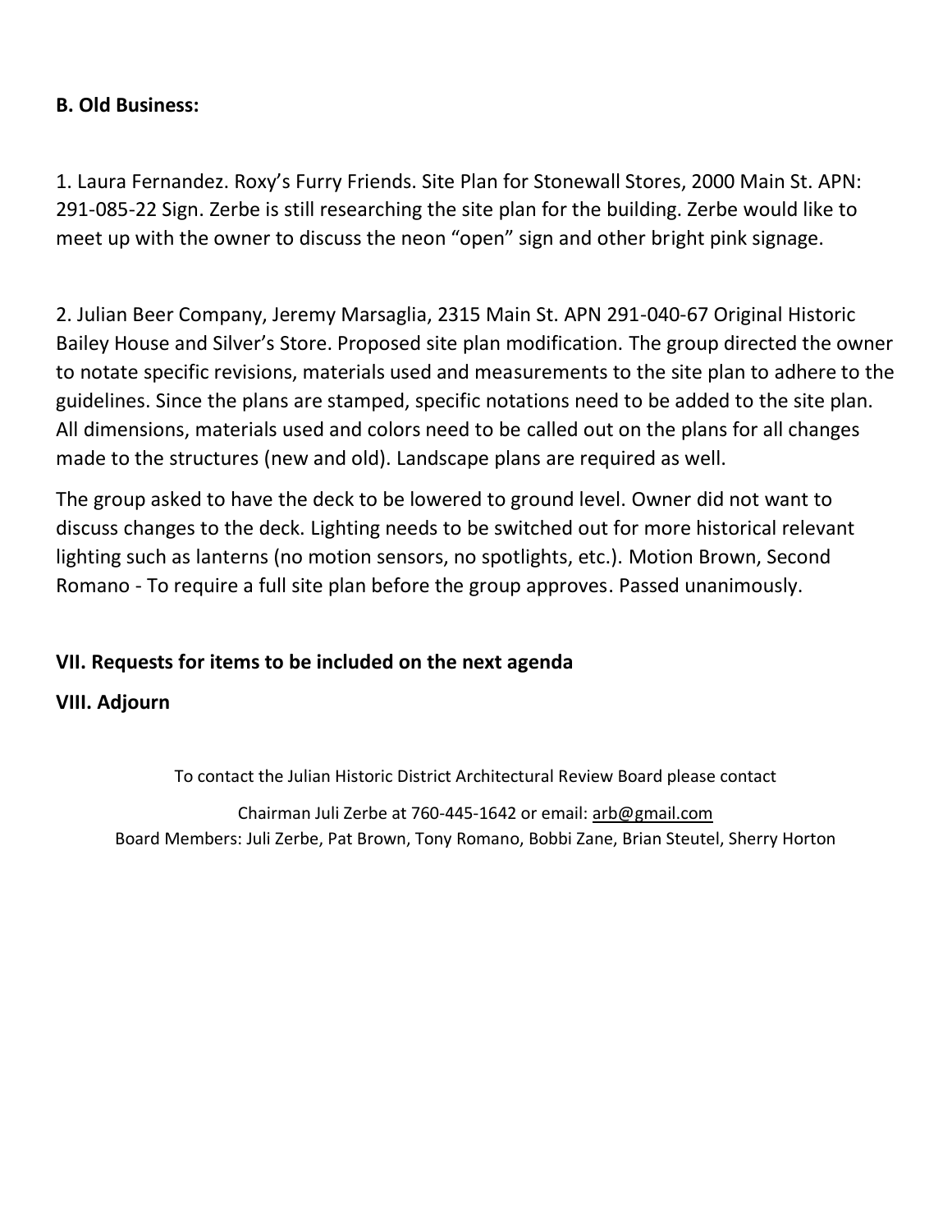**B. Old Business:**

1. Laura Fernandez. Roxy's Furry Friends. Site Plan for Stonewall Stores, 2000 Main St. APN: 291-085-22 Sign. Zerbe is still researching the site plan for the building. Zerbe would like to meet up with the owner to discuss the neon "open" sign and other bright pink signage.

2. Julian Beer Company, Jeremy Marsaglia, 2315 Main St. APN 291-040-67 Original Historic Bailey House and Silver's Store. Proposed site plan modification. The group directed the owner to notate specific revisions, materials used and measurements to the site plan to adhere to the guidelines. Since the plans are stamped, specific notations need to be added to the site plan. All dimensions, materials used and colors need to be called out on the plans for all changes made to the structures (new and old). Landscape plans are required as well.

The group asked to have the deck to be lowered to ground level. Owner did not want to discuss changes to the deck. Lighting needs to be switched out for more historical relevant lighting such as lanterns (no motion sensors, no spotlights, etc.). Motion Brown, Second Romano - To require a full site plan before the group approves. Passed unanimously.

**VII. Requests for items to be included on the next agenda**

**VIII. Adjourn**

To contact the Julian Historic District Architectural Review Board please contact

Chairman Juli Zerbe at 760-445-1642 or email: arb@gmail.com
Board Members: Juli Zerbe, Pat Brown, Tony Romano, Bobbi Zane, Brian Steutel, Sherry Horton